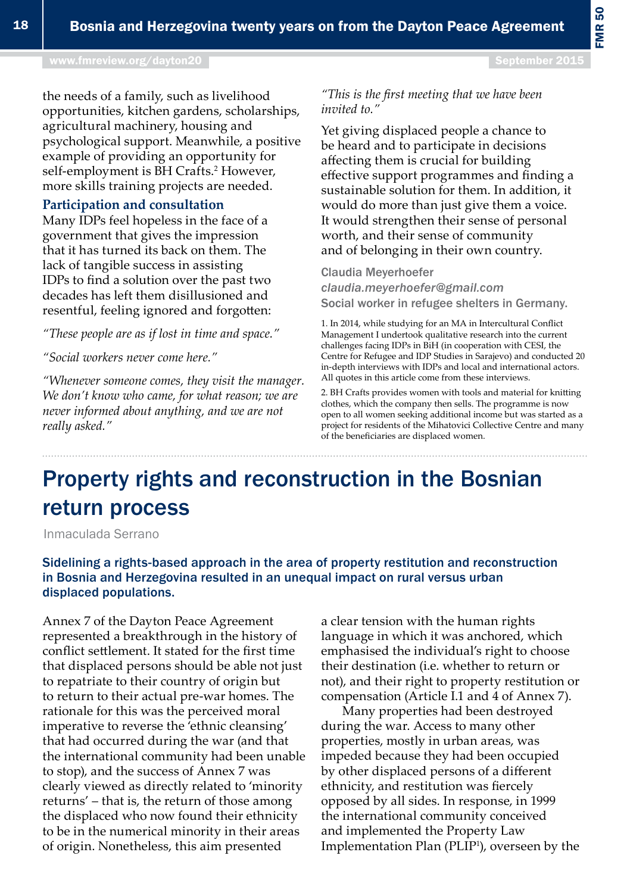the needs of a family, such as livelihood opportunities, kitchen gardens, scholarships, agricultural machinery, housing and psychological support. Meanwhile, a positive example of providing an opportunity for self-employment is BH Crafts.[2] However, more skills training projects are needed.

### Participation and consultation

Many IDPs feel hopeless in the face of a government that gives the impression that it has turned its back on them. The lack of tangible success in assisting IDPs to find a solution over the past two decades has left them disillusioned and resentful, feeling ignored and forgotten:

*"These people are as if lost in time and space."*

*"Social workers never come here."*

*"Whenever someone comes, they visit the manager. We don't know who came, for what reason; we are never informed about anything, and we are not really asked."*

*"This is the first meeting that we have been invited to."*

Yet giving displaced people a chance to be heard and to participate in decisions affecting them is crucial for building effective support programmes and finding a sustainable solution for them. In addition, it would do more than just give them a voice. It would strengthen their sense of personal worth, and their sense of community and of belonging in their own country.

Claudia Meyerhoefer
*claudia.meyerhoefer@gmail.com*
Social worker in refugee shelters in Germany.

1. In 2014, while studying for an MA in Intercultural Conflict Management I undertook qualitative research into the current challenges facing IDPs in BiH (in cooperation with CESI, the Centre for Refugee and IDP Studies in Sarajevo) and conducted 20 in-depth interviews with IDPs and local and international actors. All quotes in this article come from these interviews.

2. BH Crafts provides women with tools and material for knitting clothes, which the company then sells. The programme is now open to all women seeking additional income but was started as a project for residents of the Mihatovici Collective Centre and many of the beneficiaries are displaced women.

# Property rights and reconstruction in the Bosnian return process

Inmaculada Serrano

**Sidelining a rights-based approach in the area of property restitution and reconstruction in Bosnia and Herzegovina resulted in an unequal impact on rural versus urban displaced populations.**

Annex 7 of the Dayton Peace Agreement represented a breakthrough in the history of conflict settlement. It stated for the first time that displaced persons should be able not just to repatriate to their country of origin but to return to their actual pre-war homes. The rationale for this was the perceived moral imperative to reverse the 'ethnic cleansing' that had occurred during the war (and that the international community had been unable to stop), and the success of Annex 7 was clearly viewed as directly related to 'minority returns' – that is, the return of those among the displaced who now found their ethnicity to be in the numerical minority in their areas of origin. Nonetheless, this aim presented a clear tension with the human rights language in which it was anchored, which emphasised the individual's right to choose their destination (i.e. whether to return or not), and their right to property restitution or compensation (Article I.1 and 4 of Annex 7).

Many properties had been destroyed during the war. Access to many other properties, mostly in urban areas, was impeded because they had been occupied by other displaced persons of a different ethnicity, and restitution was fiercely opposed by all sides. In response, in 1999 the international community conceived and implemented the Property Law Implementation Plan (PLIP[1]), overseen by the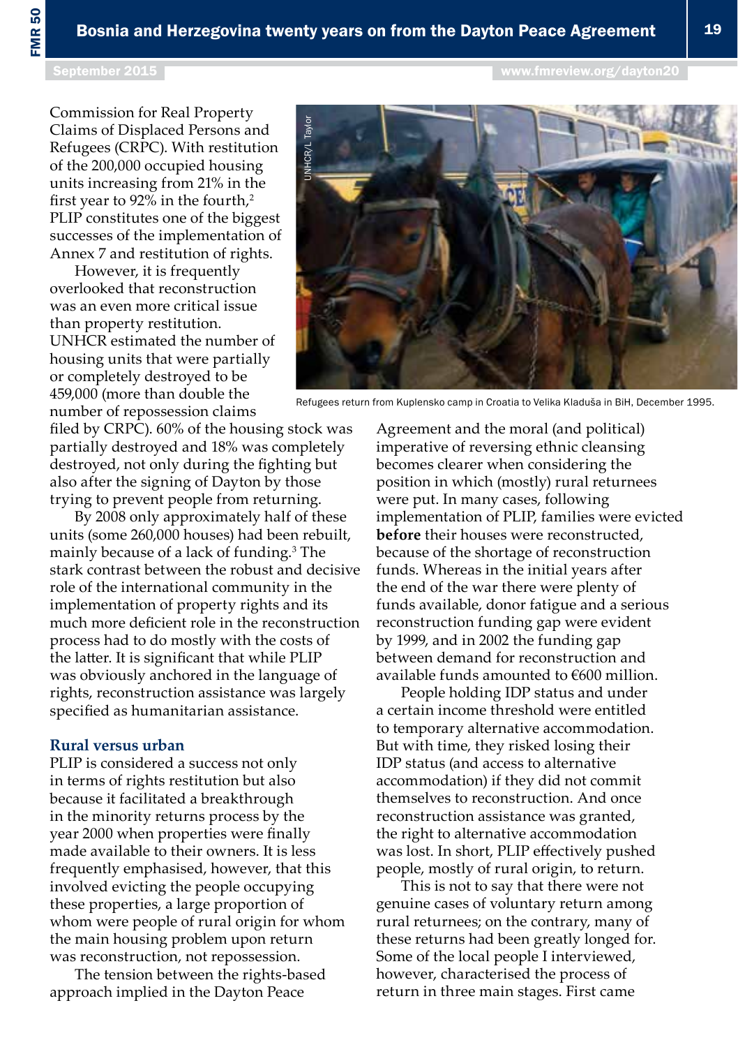Commission for Real Property Claims of Displaced Persons and Refugees (CRPC). With restitution of the 200,000 occupied housing units increasing from 21% in the first year to 92% in the fourth,[2] PLIP constitutes one of the biggest successes of the implementation of Annex 7 and restitution of rights.

However, it is frequently overlooked that reconstruction was an even more critical issue than property restitution. UNHCR estimated the number of housing units that were partially or completely destroyed to be 459,000 (more than double the number of repossession claims filed by CRPC). 60% of the housing stock was partially destroyed and 18% was completely destroyed, not only during the fighting but also after the signing of Dayton by those trying to prevent people from returning.

By 2008 only approximately half of these units (some 260,000 houses) had been rebuilt, mainly because of a lack of funding.[3] The stark contrast between the robust and decisive role of the international community in the implementation of property rights and its much more deficient role in the reconstruction process had to do mostly with the costs of the latter. It is significant that while PLIP was obviously anchored in the language of rights, reconstruction assistance was largely specified as humanitarian assistance.

Refugees return from Kuplensko camp in Croatia to Velika Kladuša in BiH, December 1995.

## Rural versus urban

PLIP is considered a success not only in terms of rights restitution but also because it facilitated a breakthrough in the minority returns process by the year 2000 when properties were finally made available to their owners. It is less frequently emphasised, however, that this involved evicting the people occupying these properties, a large proportion of whom were people of rural origin for whom the main housing problem upon return was reconstruction, not repossession.

The tension between the rights-based approach implied in the Dayton Peace Agreement and the moral (and political) imperative of reversing ethnic cleansing becomes clearer when considering the position in which (mostly) rural returnees were put. In many cases, following implementation of PLIP, families were evicted **before** their houses were reconstructed, because of the shortage of reconstruction funds. Whereas in the initial years after the end of the war there were plenty of funds available, donor fatigue and a serious reconstruction funding gap were evident by 1999, and in 2002 the funding gap between demand for reconstruction and available funds amounted to €600 million.

People holding IDP status and under a certain income threshold were entitled to temporary alternative accommodation. But with time, they risked losing their IDP status (and access to alternative accommodation) if they did not commit themselves to reconstruction. And once reconstruction assistance was granted, the right to alternative accommodation was lost. In short, PLIP effectively pushed people, mostly of rural origin, to return.

This is not to say that there were not genuine cases of voluntary return among rural returnees; on the contrary, many of these returns had been greatly longed for. Some of the local people I interviewed, however, characterised the process of return in three main stages. First came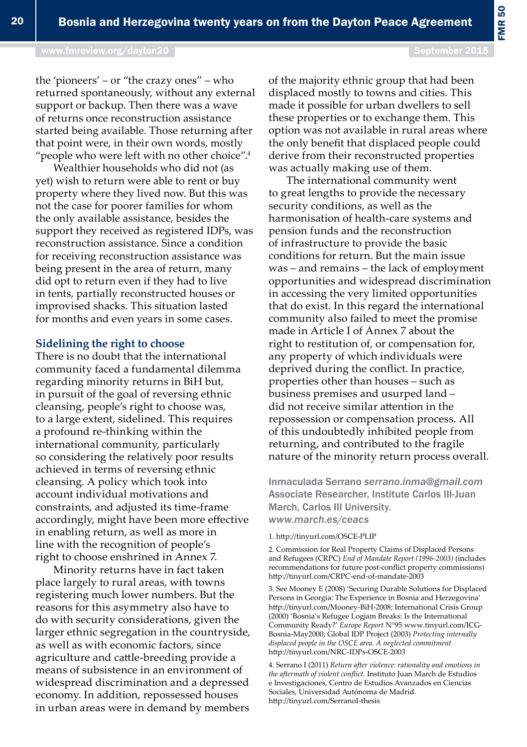the 'pioneers' – or "the crazy ones" – who returned spontaneously, without any external support or backup. Then there was a wave of returns once reconstruction assistance started being available. Those returning after that point were, in their own words, mostly "people who were left with no other choice".[4]

Wealthier households who did not (as yet) wish to return were able to rent or buy property where they lived now. But this was not the case for poorer families for whom the only available assistance, besides the support they received as registered IDPs, was reconstruction assistance. Since a condition for receiving reconstruction assistance was being present in the area of return, many did opt to return even if they had to live in tents, partially reconstructed houses or improvised shacks. This situation lasted for months and even years in some cases.

## Sidelining the right to choose

There is no doubt that the international community faced a fundamental dilemma regarding minority returns in BiH but, in pursuit of the goal of reversing ethnic cleansing, people's right to choose was, to a large extent, sidelined. This requires a profound re-thinking within the international community, particularly so considering the relatively poor results achieved in terms of reversing ethnic cleansing. A policy which took into account individual motivations and constraints, and adjusted its time-frame accordingly, might have been more effective in enabling return, as well as more in line with the recognition of people's right to choose enshrined in Annex 7.

Minority returns have in fact taken place largely to rural areas, with towns registering much lower numbers. But the reasons for this asymmetry also have to do with security considerations, given the larger ethnic segregation in the countryside, as well as with economic factors, since agriculture and cattle-breeding provide a means of subsistence in an environment of widespread discrimination and a depressed economy. In addition, repossessed houses in urban areas were in demand by members of the majority ethnic group that had been displaced mostly to towns and cities. This made it possible for urban dwellers to sell these properties or to exchange them. This option was not available in rural areas where the only benefit that displaced people could derive from their reconstructed properties was actually making use of them.

The international community went to great lengths to provide the necessary security conditions, as well as the harmonisation of health-care systems and pension funds and the reconstruction of infrastructure to provide the basic conditions for return. But the main issue was – and remains – the lack of employment opportunities and widespread discrimination in accessing the very limited opportunities that do exist. In this regard the international community also failed to meet the promise made in Article I of Annex 7 about the right to restitution of, or compensation for, any property of which individuals were deprived during the conflict. In practice, properties other than houses – such as business premises and usurped land – did not receive similar attention in the repossession or compensation process. All of this undoubtedly inhibited people from returning, and contributed to the fragile nature of the minority return process overall.

Inmaculada Serrano *serrano.inma@gmail.com*
Associate Researcher, Institute Carlos III-Juan March, Carlos III University.
*www.march.es/ceacs*

1. http://tinyurl.com/OSCE-PLIP

2. Commission for Real Property Claims of Displaced Persons and Refugees (CRPC) *End of Mandate Report (1996-2003)* (includes recommendations for future post-conflict property commissions) http://tinyurl.com/CRPC-end-of-mandate-2003

3. See Mooney E (2008) 'Securing Durable Solutions for Displaced Persons in Georgia: The Experience in Bosnia and Herzegovina' http://tinyurl.com/Mooney-BiH-2008; International Crisis Group (2000) 'Bosnia's Refugee Logjam Breaks: Is the International Community Ready?' *Europe Report* N°95 www.tinyurl.com/ICG-Bosnia-May2000; Global IDP Project (2003) *Protecting internally displaced people in the OSCE area. A neglected commitment* http://tinyurl.com/NRC-IDPs-OSCE-2003

4. Serrano I (2011) *Return after violence: rationality and emotions in the aftermath of violent conflict.* Instituto Juan March de Estudios e Investigaciones, Centro de Estudios Avanzados en Ciencias Sociales, Universidad Autónoma de Madrid. http://tinyurl.com/SerranoI-thesis